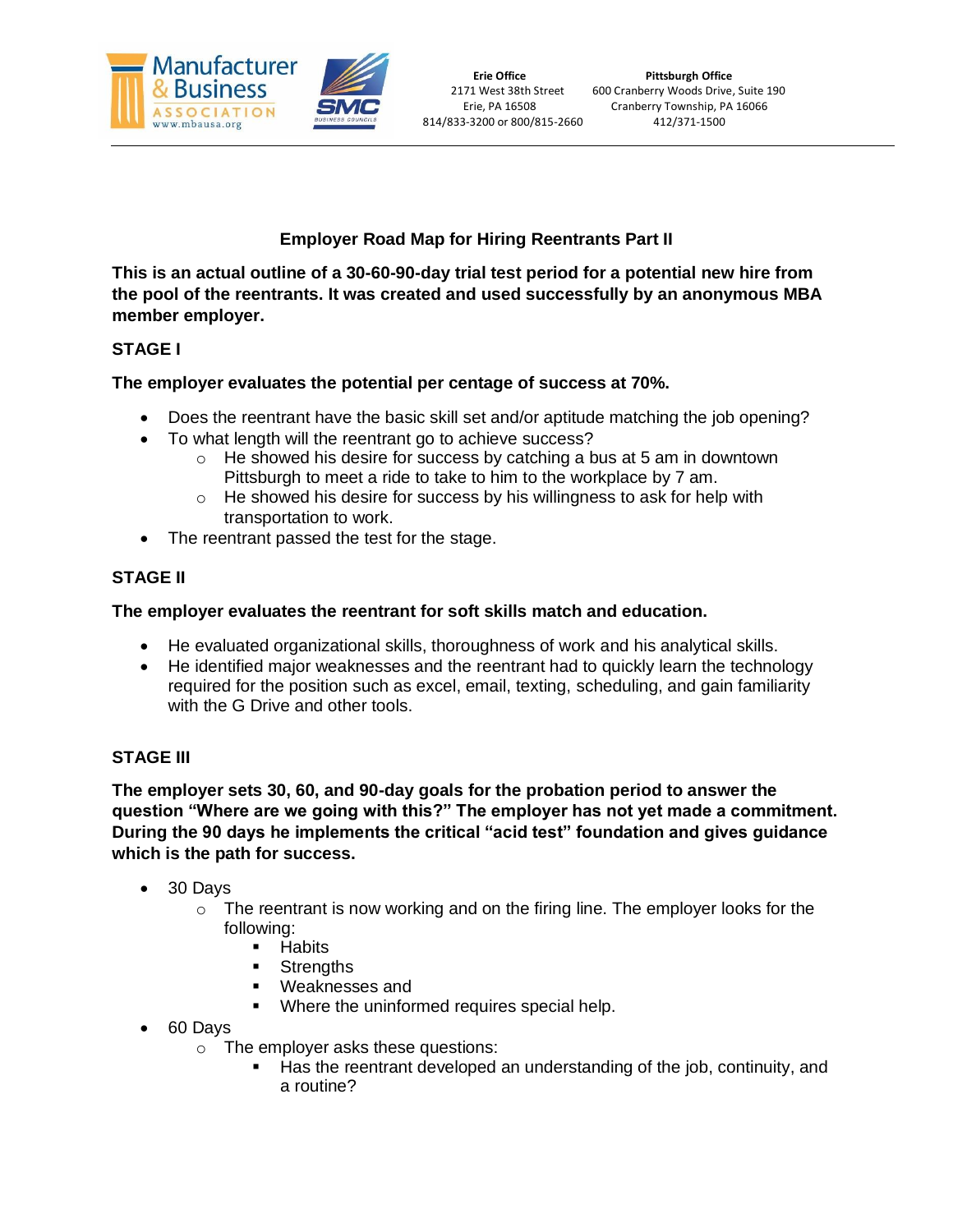Manufacturer & Business Association
www.mbausa.org

SMC Business Councils

**Erie Office**
2171 West 38th Street
Erie, PA 16508
814/833-3200 or 800/815-2660

**Pittsburgh Office**
600 Cranberry Woods Drive, Suite 190
Cranberry Township, PA 16066
412/371-1500

---

# Employer Road Map for Hiring Reentrants Part II

**This is an actual outline of a 30-60-90-day trial test period for a potential new hire from the pool of the reentrants. It was created and used successfully by an anonymous MBA member employer.**

## STAGE I

**The employer evaluates the potential per centage of success at 70%.**

- Does the reentrant have the basic skill set and/or aptitude matching the job opening?
- To what length will the reentrant go to achieve success?
  - He showed his desire for success by catching a bus at 5 am in downtown Pittsburgh to meet a ride to take to him to the workplace by 7 am.
  - He showed his desire for success by his willingness to ask for help with transportation to work.
- The reentrant passed the test for the stage.

## STAGE II

**The employer evaluates the reentrant for soft skills match and education.**

- He evaluated organizational skills, thoroughness of work and his analytical skills.
- He identified major weaknesses and the reentrant had to quickly learn the technology required for the position such as excel, email, texting, scheduling, and gain familiarity with the G Drive and other tools.

## STAGE III

**The employer sets 30, 60, and 90-day goals for the probation period to answer the question "Where are we going with this?" The employer has not yet made a commitment. During the 90 days he implements the critical "acid test" foundation and gives guidance which is the path for success.**

- 30 Days
  - The reentrant is now working and on the firing line. The employer looks for the following:
    - Habits
    - Strengths
    - Weaknesses and
    - Where the uninformed requires special help.
- 60 Days
  - The employer asks these questions:
    - Has the reentrant developed an understanding of the job, continuity, and a routine?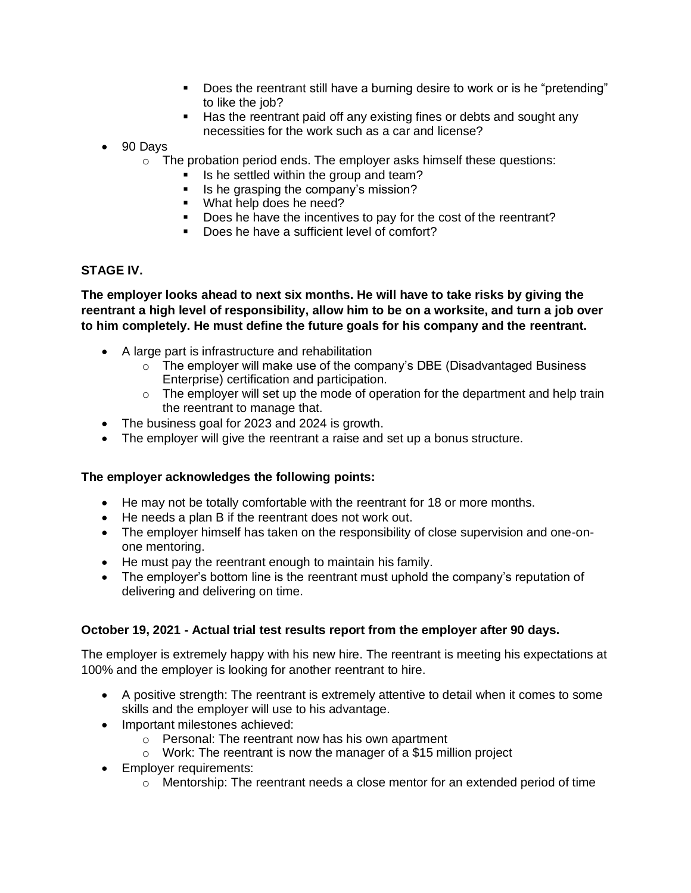- Does the reentrant still have a burning desire to work or is he "pretending" to like the job?
        - Has the reentrant paid off any existing fines or debts and sought any necessities for the work such as a car and license?
- 90 Days
    - The probation period ends. The employer asks himself these questions:
        - Is he settled within the group and team?
        - Is he grasping the company's mission?
        - What help does he need?
        - Does he have the incentives to pay for the cost of the reentrant?
        - Does he have a sufficient level of comfort?

**STAGE IV.**

**The employer looks ahead to next six months. He will have to take risks by giving the reentrant a high level of responsibility, allow him to be on a worksite, and turn a job over to him completely. He must define the future goals for his company and the reentrant.**

- A large part is infrastructure and rehabilitation
    - The employer will make use of the company's DBE (Disadvantaged Business Enterprise) certification and participation.
    - The employer will set up the mode of operation for the department and help train the reentrant to manage that.
- The business goal for 2023 and 2024 is growth.
- The employer will give the reentrant a raise and set up a bonus structure.

**The employer acknowledges the following points:**

- He may not be totally comfortable with the reentrant for 18 or more months.
- He needs a plan B if the reentrant does not work out.
- The employer himself has taken on the responsibility of close supervision and one-on-one mentoring.
- He must pay the reentrant enough to maintain his family.
- The employer's bottom line is the reentrant must uphold the company's reputation of delivering and delivering on time.

**October 19, 2021 - Actual trial test results report from the employer after 90 days.**

The employer is extremely happy with his new hire. The reentrant is meeting his expectations at 100% and the employer is looking for another reentrant to hire.

- A positive strength: The reentrant is extremely attentive to detail when it comes to some skills and the employer will use to his advantage.
- Important milestones achieved:
    - Personal: The reentrant now has his own apartment
    - Work: The reentrant is now the manager of a $15 million project
- Employer requirements:
    - Mentorship: The reentrant needs a close mentor for an extended period of time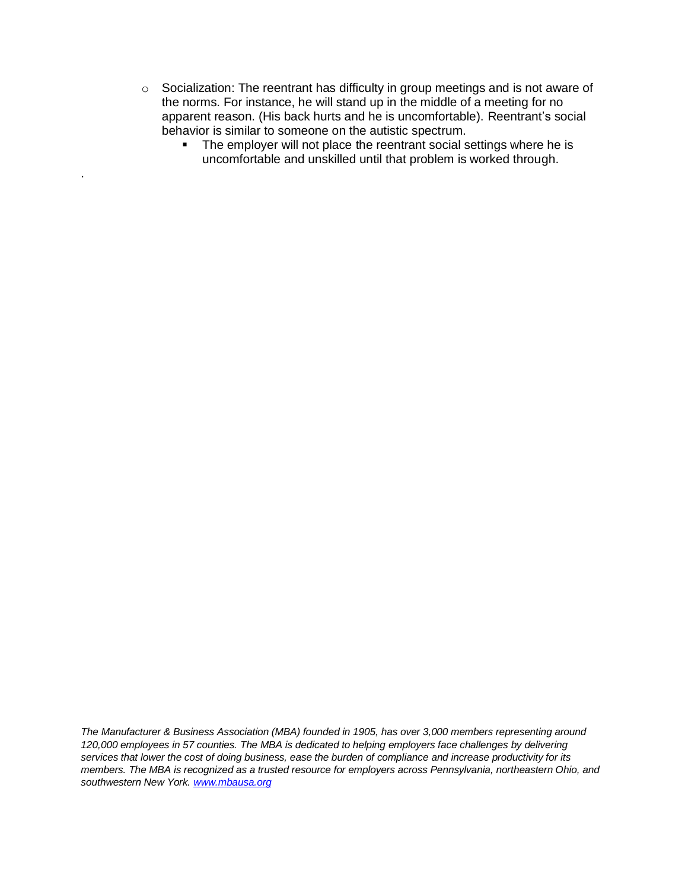- Socialization: The reentrant has difficulty in group meetings and is not aware of the norms. For instance, he will stand up in the middle of a meeting for no apparent reason. (His back hurts and he is uncomfortable). Reentrant's social behavior is similar to someone on the autistic spectrum.
    - The employer will not place the reentrant social settings where he is uncomfortable and unskilled until that problem is worked through.

.

*The Manufacturer & Business Association (MBA) founded in 1905, has over 3,000 members representing around 120,000 employees in 57 counties. The MBA is dedicated to helping employers face challenges by delivering services that lower the cost of doing business, ease the burden of compliance and increase productivity for its members. The MBA is recognized as a trusted resource for employers across Pennsylvania, northeastern Ohio, and southwestern New York. [www.mbausa.org](http://www.mbausa.org)*